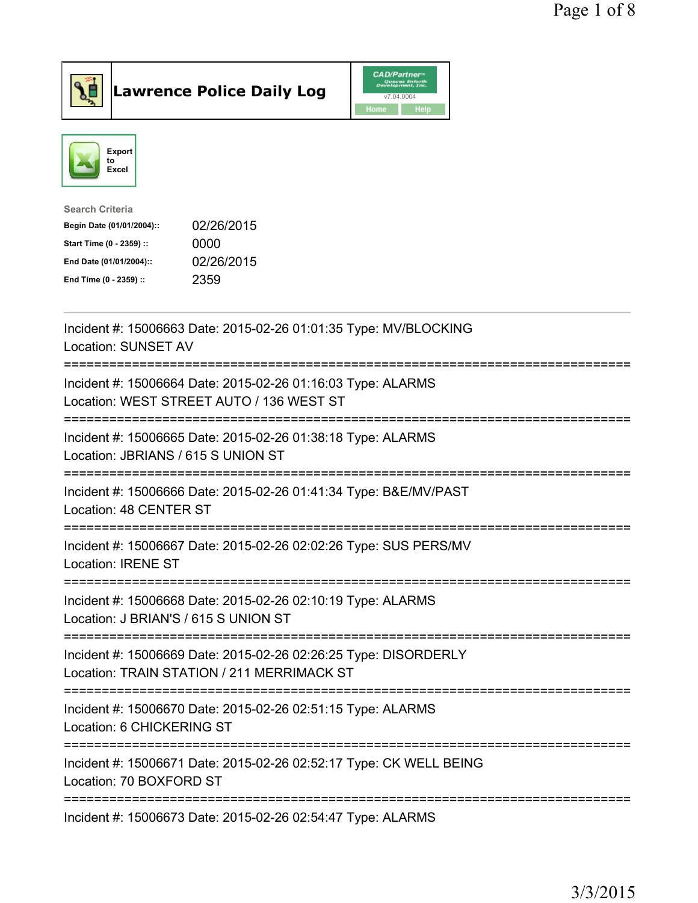# Lawrence Police Daily Log

CAD/Partner v7.04.0004

Home | Help

Export to Excel

**Search Criteria**

| | |
|---|---|
| **Begin Date (01/01/2004)::** | 02/26/2015 |
| **Start Time (0 - 2359) ::** | 0000 |
| **End Date (01/01/2004)::** | 02/26/2015 |
| **End Time (0 - 2359) ::** | 2359 |

---

Incident #: 15006663 Date: 2015-02-26 01:01:35 Type: MV/BLOCKING
Location: SUNSET AV

===========================================================================

Incident #: 15006664 Date: 2015-02-26 01:16:03 Type: ALARMS
Location: WEST STREET AUTO / 136 WEST ST

===========================================================================

Incident #: 15006665 Date: 2015-02-26 01:38:18 Type: ALARMS
Location: JBRIANS / 615 S UNION ST

===========================================================================

Incident #: 15006666 Date: 2015-02-26 01:41:34 Type: B&E/MV/PAST
Location: 48 CENTER ST

===========================================================================

Incident #: 15006667 Date: 2015-02-26 02:02:26 Type: SUS PERS/MV
Location: IRENE ST

===========================================================================

Incident #: 15006668 Date: 2015-02-26 02:10:19 Type: ALARMS
Location: J BRIAN'S / 615 S UNION ST

===========================================================================

Incident #: 15006669 Date: 2015-02-26 02:26:25 Type: DISORDERLY
Location: TRAIN STATION / 211 MERRIMACK ST

===========================================================================

Incident #: 15006670 Date: 2015-02-26 02:51:15 Type: ALARMS
Location: 6 CHICKERING ST

===========================================================================

Incident #: 15006671 Date: 2015-02-26 02:52:17 Type: CK WELL BEING
Location: 70 BOXFORD ST

===========================================================================

Incident #: 15006673 Date: 2015-02-26 02:54:47 Type: ALARMS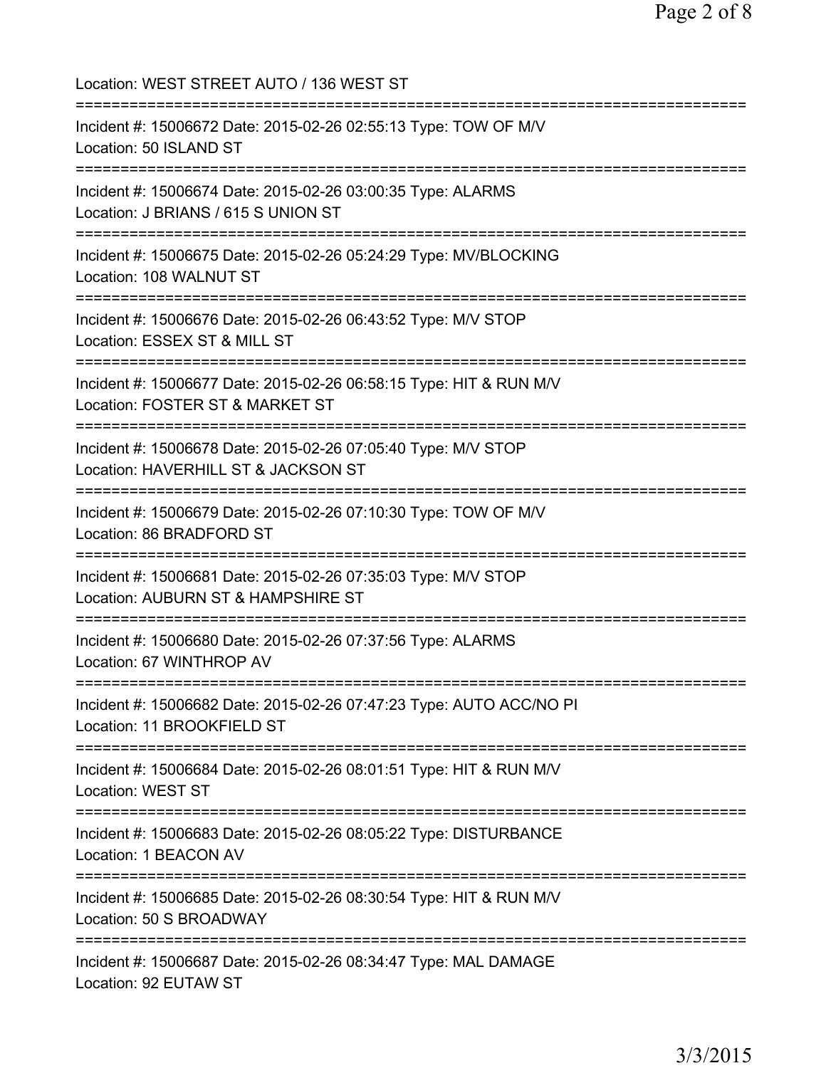Location: WEST STREET AUTO / 136 WEST ST

===========================================================================

Incident #: 15006672 Date: 2015-02-26 02:55:13 Type: TOW OF M/V
Location: 50 ISLAND ST

===========================================================================

Incident #: 15006674 Date: 2015-02-26 03:00:35 Type: ALARMS
Location: J BRIANS / 615 S UNION ST

===========================================================================

Incident #: 15006675 Date: 2015-02-26 05:24:29 Type: MV/BLOCKING
Location: 108 WALNUT ST

===========================================================================

Incident #: 15006676 Date: 2015-02-26 06:43:52 Type: M/V STOP
Location: ESSEX ST & MILL ST

===========================================================================

Incident #: 15006677 Date: 2015-02-26 06:58:15 Type: HIT & RUN M/V
Location: FOSTER ST & MARKET ST

===========================================================================

Incident #: 15006678 Date: 2015-02-26 07:05:40 Type: M/V STOP
Location: HAVERHILL ST & JACKSON ST

===========================================================================

Incident #: 15006679 Date: 2015-02-26 07:10:30 Type: TOW OF M/V
Location: 86 BRADFORD ST

===========================================================================

Incident #: 15006681 Date: 2015-02-26 07:35:03 Type: M/V STOP
Location: AUBURN ST & HAMPSHIRE ST

===========================================================================

Incident #: 15006680 Date: 2015-02-26 07:37:56 Type: ALARMS
Location: 67 WINTHROP AV

===========================================================================

Incident #: 15006682 Date: 2015-02-26 07:47:23 Type: AUTO ACC/NO PI
Location: 11 BROOKFIELD ST

===========================================================================

Incident #: 15006684 Date: 2015-02-26 08:01:51 Type: HIT & RUN M/V
Location: WEST ST

===========================================================================

Incident #: 15006683 Date: 2015-02-26 08:05:22 Type: DISTURBANCE
Location: 1 BEACON AV

===========================================================================

Incident #: 15006685 Date: 2015-02-26 08:30:54 Type: HIT & RUN M/V
Location: 50 S BROADWAY

===========================================================================

Incident #: 15006687 Date: 2015-02-26 08:34:47 Type: MAL DAMAGE
Location: 92 EUTAW ST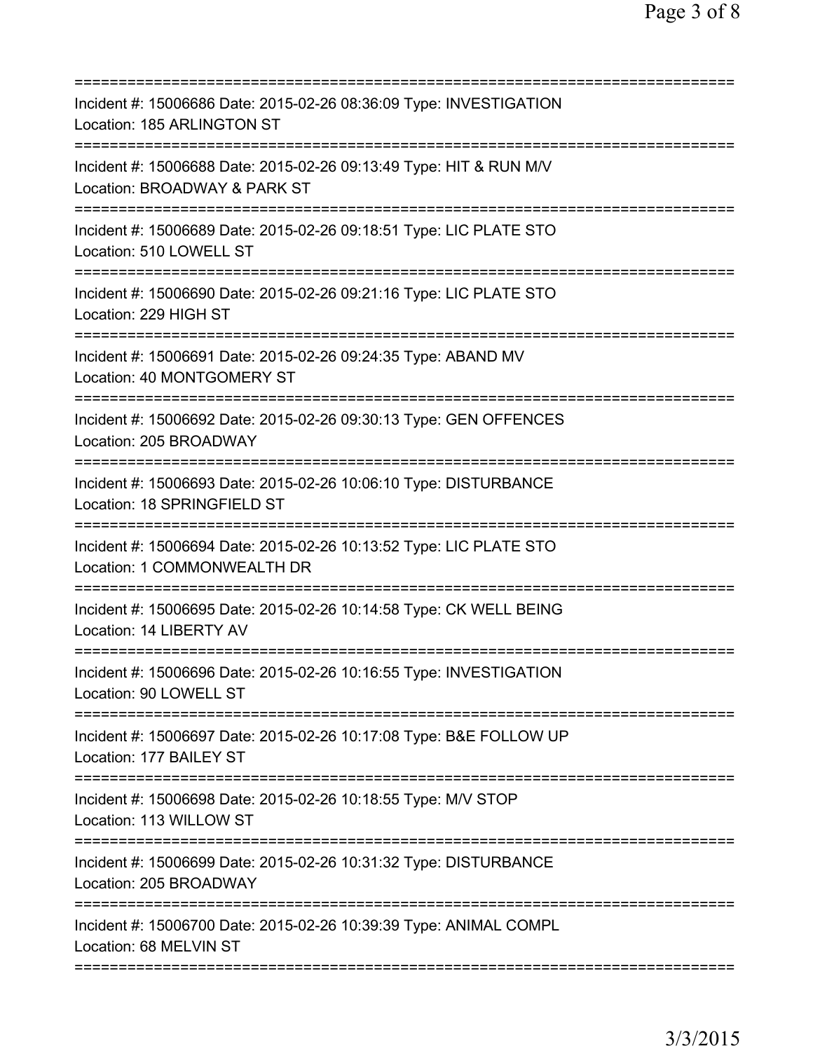===========================================================================

Incident #: 15006686 Date: 2015-02-26 08:36:09 Type: INVESTIGATION
Location: 185 ARLINGTON ST

===========================================================================

Incident #: 15006688 Date: 2015-02-26 09:13:49 Type: HIT & RUN M/V
Location: BROADWAY & PARK ST

===========================================================================

Incident #: 15006689 Date: 2015-02-26 09:18:51 Type: LIC PLATE STO
Location: 510 LOWELL ST

===========================================================================

Incident #: 15006690 Date: 2015-02-26 09:21:16 Type: LIC PLATE STO
Location: 229 HIGH ST

===========================================================================

Incident #: 15006691 Date: 2015-02-26 09:24:35 Type: ABAND MV
Location: 40 MONTGOMERY ST

===========================================================================

Incident #: 15006692 Date: 2015-02-26 09:30:13 Type: GEN OFFENCES
Location: 205 BROADWAY

===========================================================================

Incident #: 15006693 Date: 2015-02-26 10:06:10 Type: DISTURBANCE
Location: 18 SPRINGFIELD ST

===========================================================================

Incident #: 15006694 Date: 2015-02-26 10:13:52 Type: LIC PLATE STO
Location: 1 COMMONWEALTH DR

===========================================================================

Incident #: 15006695 Date: 2015-02-26 10:14:58 Type: CK WELL BEING
Location: 14 LIBERTY AV

===========================================================================

Incident #: 15006696 Date: 2015-02-26 10:16:55 Type: INVESTIGATION
Location: 90 LOWELL ST

===========================================================================

Incident #: 15006697 Date: 2015-02-26 10:17:08 Type: B&E FOLLOW UP
Location: 177 BAILEY ST

===========================================================================

Incident #: 15006698 Date: 2015-02-26 10:18:55 Type: M/V STOP
Location: 113 WILLOW ST

===========================================================================

Incident #: 15006699 Date: 2015-02-26 10:31:32 Type: DISTURBANCE
Location: 205 BROADWAY

===========================================================================

Incident #: 15006700 Date: 2015-02-26 10:39:39 Type: ANIMAL COMPL
Location: 68 MELVIN ST

===========================================================================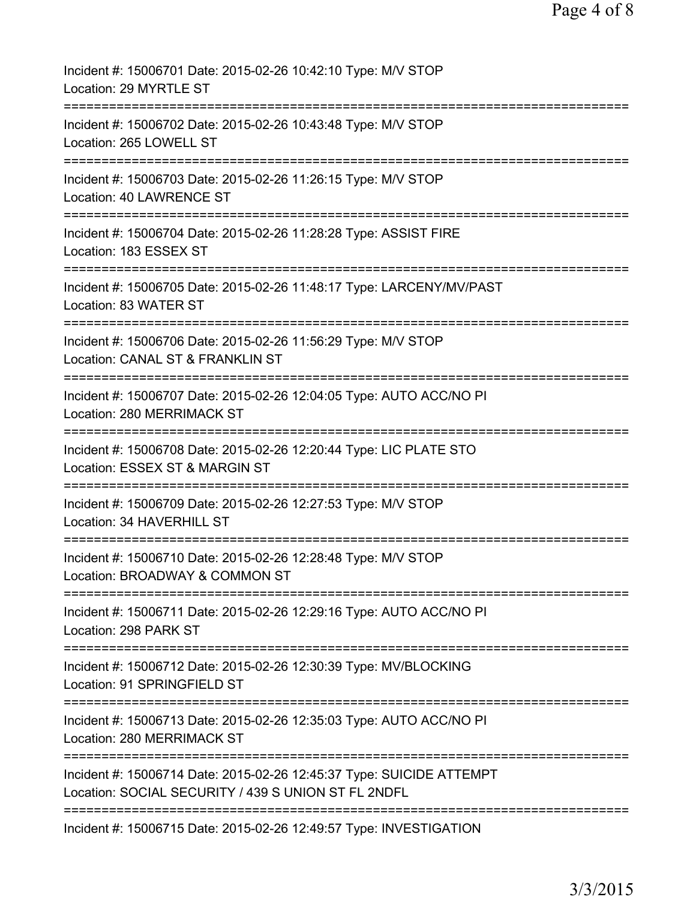Incident #: 15006701 Date: 2015-02-26 10:42:10 Type: M/V STOP
Location: 29 MYRTLE ST
===========================================================================
Incident #: 15006702 Date: 2015-02-26 10:43:48 Type: M/V STOP
Location: 265 LOWELL ST
===========================================================================
Incident #: 15006703 Date: 2015-02-26 11:26:15 Type: M/V STOP
Location: 40 LAWRENCE ST
===========================================================================
Incident #: 15006704 Date: 2015-02-26 11:28:28 Type: ASSIST FIRE
Location: 183 ESSEX ST
===========================================================================
Incident #: 15006705 Date: 2015-02-26 11:48:17 Type: LARCENY/MV/PAST
Location: 83 WATER ST
===========================================================================
Incident #: 15006706 Date: 2015-02-26 11:56:29 Type: M/V STOP
Location: CANAL ST & FRANKLIN ST
===========================================================================
Incident #: 15006707 Date: 2015-02-26 12:04:05 Type: AUTO ACC/NO PI
Location: 280 MERRIMACK ST
===========================================================================
Incident #: 15006708 Date: 2015-02-26 12:20:44 Type: LIC PLATE STO
Location: ESSEX ST & MARGIN ST
===========================================================================
Incident #: 15006709 Date: 2015-02-26 12:27:53 Type: M/V STOP
Location: 34 HAVERHILL ST
===========================================================================
Incident #: 15006710 Date: 2015-02-26 12:28:48 Type: M/V STOP
Location: BROADWAY & COMMON ST
===========================================================================
Incident #: 15006711 Date: 2015-02-26 12:29:16 Type: AUTO ACC/NO PI
Location: 298 PARK ST
===========================================================================
Incident #: 15006712 Date: 2015-02-26 12:30:39 Type: MV/BLOCKING
Location: 91 SPRINGFIELD ST
===========================================================================
Incident #: 15006713 Date: 2015-02-26 12:35:03 Type: AUTO ACC/NO PI
Location: 280 MERRIMACK ST
===========================================================================
Incident #: 15006714 Date: 2015-02-26 12:45:37 Type: SUICIDE ATTEMPT
Location: SOCIAL SECURITY / 439 S UNION ST FL 2NDFL
===========================================================================
Incident #: 15006715 Date: 2015-02-26 12:49:57 Type: INVESTIGATION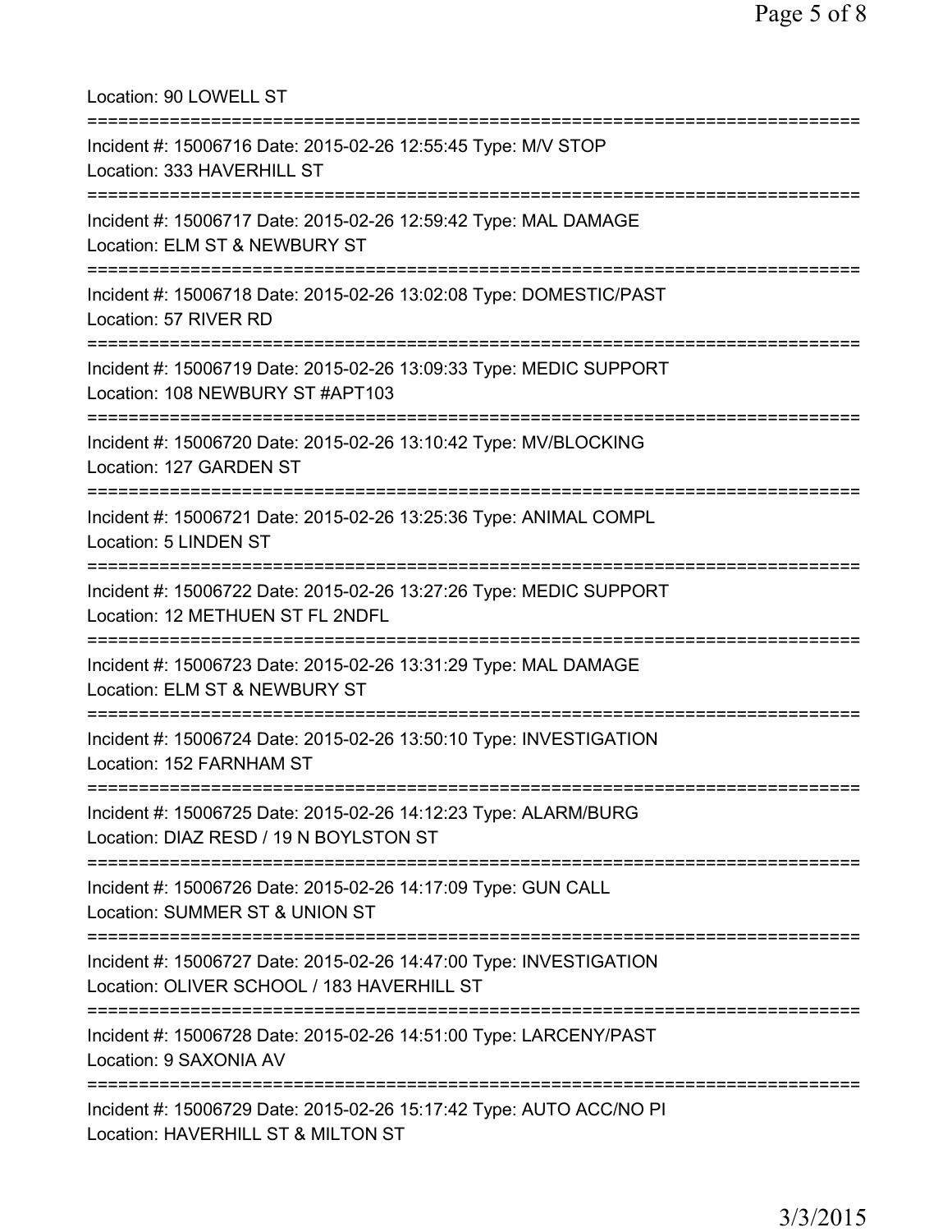Location: 90 LOWELL ST

===========================================================================

Incident #: 15006716 Date: 2015-02-26 12:55:45 Type: M/V STOP
Location: 333 HAVERHILL ST

===========================================================================

Incident #: 15006717 Date: 2015-02-26 12:59:42 Type: MAL DAMAGE
Location: ELM ST & NEWBURY ST

===========================================================================

Incident #: 15006718 Date: 2015-02-26 13:02:08 Type: DOMESTIC/PAST
Location: 57 RIVER RD

===========================================================================

Incident #: 15006719 Date: 2015-02-26 13:09:33 Type: MEDIC SUPPORT
Location: 108 NEWBURY ST #APT103

===========================================================================

Incident #: 15006720 Date: 2015-02-26 13:10:42 Type: MV/BLOCKING
Location: 127 GARDEN ST

===========================================================================

Incident #: 15006721 Date: 2015-02-26 13:25:36 Type: ANIMAL COMPL
Location: 5 LINDEN ST

===========================================================================

Incident #: 15006722 Date: 2015-02-26 13:27:26 Type: MEDIC SUPPORT
Location: 12 METHUEN ST FL 2NDFL

===========================================================================

Incident #: 15006723 Date: 2015-02-26 13:31:29 Type: MAL DAMAGE
Location: ELM ST & NEWBURY ST

===========================================================================

Incident #: 15006724 Date: 2015-02-26 13:50:10 Type: INVESTIGATION
Location: 152 FARNHAM ST

===========================================================================

Incident #: 15006725 Date: 2015-02-26 14:12:23 Type: ALARM/BURG
Location: DIAZ RESD / 19 N BOYLSTON ST

===========================================================================

Incident #: 15006726 Date: 2015-02-26 14:17:09 Type: GUN CALL
Location: SUMMER ST & UNION ST

===========================================================================

Incident #: 15006727 Date: 2015-02-26 14:47:00 Type: INVESTIGATION
Location: OLIVER SCHOOL / 183 HAVERHILL ST

===========================================================================

Incident #: 15006728 Date: 2015-02-26 14:51:00 Type: LARCENY/PAST
Location: 9 SAXONIA AV

===========================================================================

Incident #: 15006729 Date: 2015-02-26 15:17:42 Type: AUTO ACC/NO PI
Location: HAVERHILL ST & MILTON ST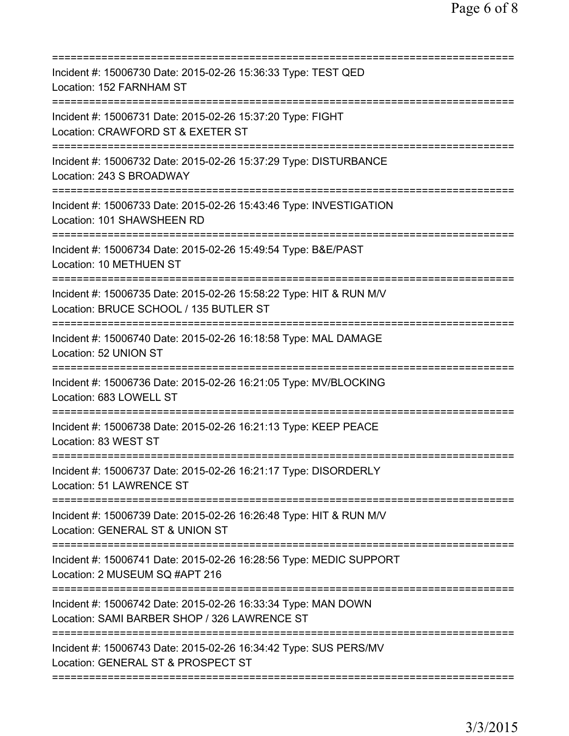===========================================================================

Incident #: 15006730 Date: 2015-02-26 15:36:33 Type: TEST QED
Location: 152 FARNHAM ST

===========================================================================

Incident #: 15006731 Date: 2015-02-26 15:37:20 Type: FIGHT
Location: CRAWFORD ST & EXETER ST

===========================================================================

Incident #: 15006732 Date: 2015-02-26 15:37:29 Type: DISTURBANCE
Location: 243 S BROADWAY

===========================================================================

Incident #: 15006733 Date: 2015-02-26 15:43:46 Type: INVESTIGATION
Location: 101 SHAWSHEEN RD

===========================================================================

Incident #: 15006734 Date: 2015-02-26 15:49:54 Type: B&E/PAST
Location: 10 METHUEN ST

===========================================================================

Incident #: 15006735 Date: 2015-02-26 15:58:22 Type: HIT & RUN M/V
Location: BRUCE SCHOOL / 135 BUTLER ST

===========================================================================

Incident #: 15006740 Date: 2015-02-26 16:18:58 Type: MAL DAMAGE
Location: 52 UNION ST

===========================================================================

Incident #: 15006736 Date: 2015-02-26 16:21:05 Type: MV/BLOCKING
Location: 683 LOWELL ST

===========================================================================

Incident #: 15006738 Date: 2015-02-26 16:21:13 Type: KEEP PEACE
Location: 83 WEST ST

===========================================================================

Incident #: 15006737 Date: 2015-02-26 16:21:17 Type: DISORDERLY
Location: 51 LAWRENCE ST

===========================================================================

Incident #: 15006739 Date: 2015-02-26 16:26:48 Type: HIT & RUN M/V
Location: GENERAL ST & UNION ST

===========================================================================

Incident #: 15006741 Date: 2015-02-26 16:28:56 Type: MEDIC SUPPORT
Location: 2 MUSEUM SQ #APT 216

===========================================================================

Incident #: 15006742 Date: 2015-02-26 16:33:34 Type: MAN DOWN
Location: SAMI BARBER SHOP / 326 LAWRENCE ST

===========================================================================

Incident #: 15006743 Date: 2015-02-26 16:34:42 Type: SUS PERS/MV
Location: GENERAL ST & PROSPECT ST

===========================================================================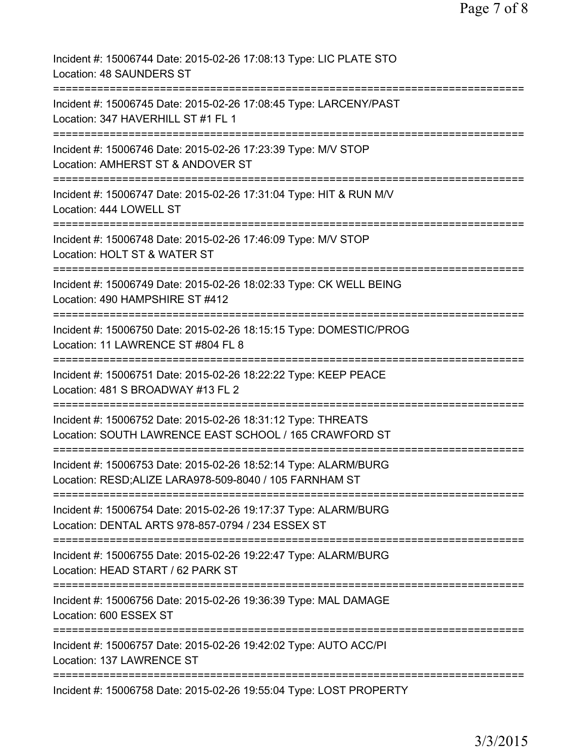Incident #: 15006744 Date: 2015-02-26 17:08:13 Type: LIC PLATE STO
Location: 48 SAUNDERS ST

===========================================================================

Incident #: 15006745 Date: 2015-02-26 17:08:45 Type: LARCENY/PAST
Location: 347 HAVERHILL ST #1 FL 1

===========================================================================

Incident #: 15006746 Date: 2015-02-26 17:23:39 Type: M/V STOP
Location: AMHERST ST & ANDOVER ST

===========================================================================

Incident #: 15006747 Date: 2015-02-26 17:31:04 Type: HIT & RUN M/V
Location: 444 LOWELL ST

===========================================================================

Incident #: 15006748 Date: 2015-02-26 17:46:09 Type: M/V STOP
Location: HOLT ST & WATER ST

===========================================================================

Incident #: 15006749 Date: 2015-02-26 18:02:33 Type: CK WELL BEING
Location: 490 HAMPSHIRE ST #412

===========================================================================

Incident #: 15006750 Date: 2015-02-26 18:15:15 Type: DOMESTIC/PROG
Location: 11 LAWRENCE ST #804 FL 8

===========================================================================

Incident #: 15006751 Date: 2015-02-26 18:22:22 Type: KEEP PEACE
Location: 481 S BROADWAY #13 FL 2

===========================================================================

Incident #: 15006752 Date: 2015-02-26 18:31:12 Type: THREATS
Location: SOUTH LAWRENCE EAST SCHOOL / 165 CRAWFORD ST

===========================================================================

Incident #: 15006753 Date: 2015-02-26 18:52:14 Type: ALARM/BURG
Location: RESD;ALIZE LARA978-509-8040 / 105 FARNHAM ST

===========================================================================

Incident #: 15006754 Date: 2015-02-26 19:17:37 Type: ALARM/BURG
Location: DENTAL ARTS 978-857-0794 / 234 ESSEX ST

===========================================================================

Incident #: 15006755 Date: 2015-02-26 19:22:47 Type: ALARM/BURG
Location: HEAD START / 62 PARK ST

===========================================================================

Incident #: 15006756 Date: 2015-02-26 19:36:39 Type: MAL DAMAGE
Location: 600 ESSEX ST

===========================================================================

Incident #: 15006757 Date: 2015-02-26 19:42:02 Type: AUTO ACC/PI
Location: 137 LAWRENCE ST

===========================================================================

Incident #: 15006758 Date: 2015-02-26 19:55:04 Type: LOST PROPERTY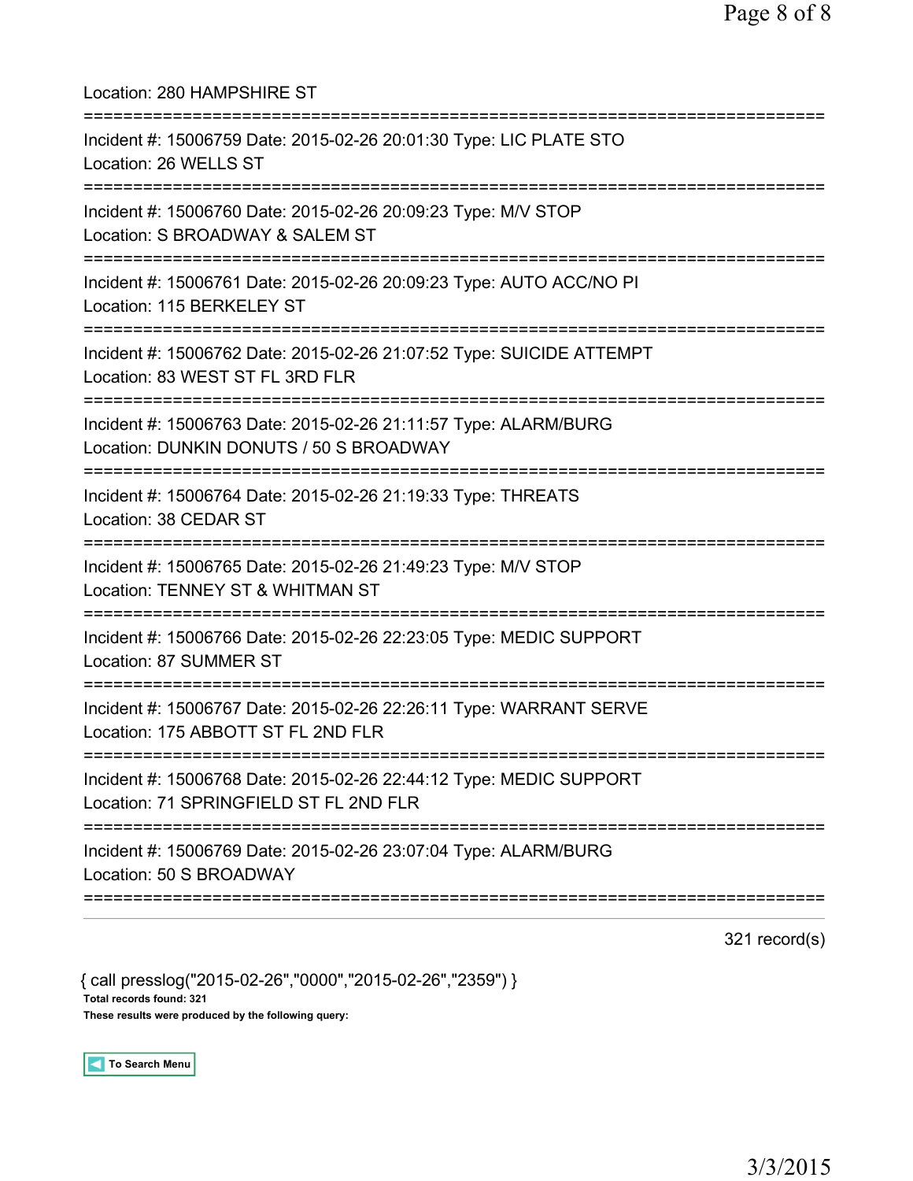Location: 280 HAMPSHIRE ST

===========================================================================

Incident #: 15006759 Date: 2015-02-26 20:01:30 Type: LIC PLATE STO
Location: 26 WELLS ST

===========================================================================

Incident #: 15006760 Date: 2015-02-26 20:09:23 Type: M/V STOP
Location: S BROADWAY & SALEM ST

===========================================================================

Incident #: 15006761 Date: 2015-02-26 20:09:23 Type: AUTO ACC/NO PI
Location: 115 BERKELEY ST

===========================================================================

Incident #: 15006762 Date: 2015-02-26 21:07:52 Type: SUICIDE ATTEMPT
Location: 83 WEST ST FL 3RD FLR

===========================================================================

Incident #: 15006763 Date: 2015-02-26 21:11:57 Type: ALARM/BURG
Location: DUNKIN DONUTS / 50 S BROADWAY

===========================================================================

Incident #: 15006764 Date: 2015-02-26 21:19:33 Type: THREATS
Location: 38 CEDAR ST

===========================================================================

Incident #: 15006765 Date: 2015-02-26 21:49:23 Type: M/V STOP
Location: TENNEY ST & WHITMAN ST

===========================================================================

Incident #: 15006766 Date: 2015-02-26 22:23:05 Type: MEDIC SUPPORT
Location: 87 SUMMER ST

===========================================================================

Incident #: 15006767 Date: 2015-02-26 22:26:11 Type: WARRANT SERVE
Location: 175 ABBOTT ST FL 2ND FLR

===========================================================================

Incident #: 15006768 Date: 2015-02-26 22:44:12 Type: MEDIC SUPPORT
Location: 71 SPRINGFIELD ST FL 2ND FLR

===========================================================================

Incident #: 15006769 Date: 2015-02-26 23:07:04 Type: ALARM/BURG
Location: 50 S BROADWAY

===========================================================================

321 record(s)

{ call presslog("2015-02-26","0000","2015-02-26","2359") }

**Total records found: 321**

**These results were produced by the following query:**

To Search Menu

3/3/2015